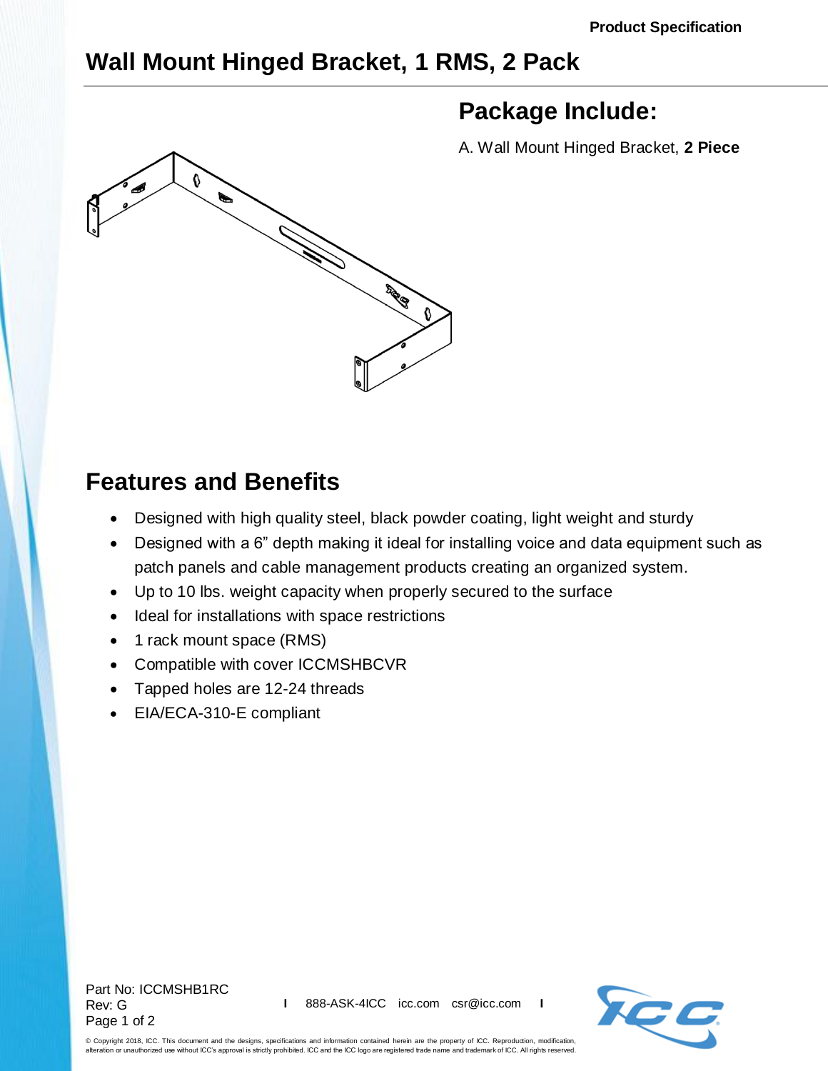Product Specification

# Wall Mount Hinged Bracket, 1 RMS, 2 Pack

## Package Include:

A. Wall Mount Hinged Bracket, **2 Piece**

## Features and Benefits

- Designed with high quality steel, black powder coating, light weight and sturdy
- Designed with a 6" depth making it ideal for installing voice and data equipment such as patch panels and cable management products creating an organized system.
- Up to 10 lbs. weight capacity when properly secured to the surface
- Ideal for installations with space restrictions
- 1 rack mount space (RMS)
- Compatible with cover ICCMSHBCVR
- Tapped holes are 12-24 threads
- EIA/ECA-310-E compliant

Part No: ICCMSHB1RC
Rev: G

888-ASK-4ICC icc.com csr@icc.com

© Copyright 2018, ICC. This document and the designs, specifications and information contained herein are the property of ICC. Reproduction, modification, alteration or unauthorized use without ICC's approval is strictly prohibited. ICC and the ICC logo are registered trade name and trademark of ICC. All rights reserved.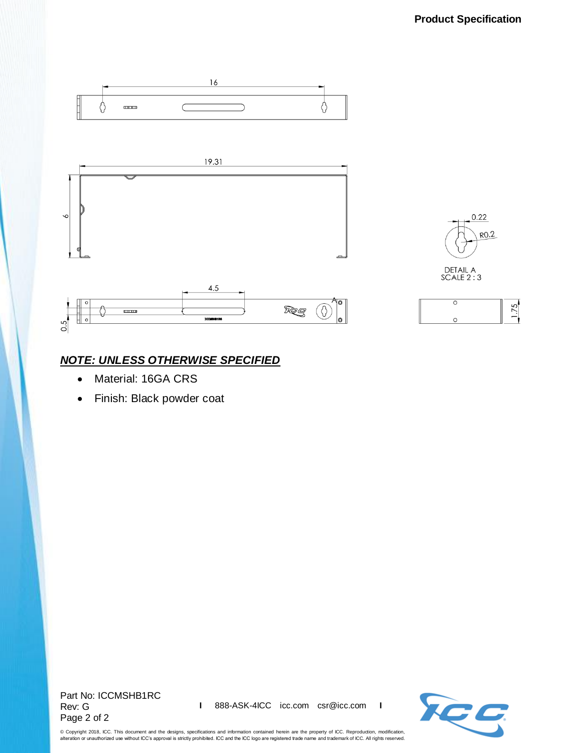16

19.31

6

4.5

0.5

0.22

R0.2

DETAIL A
SCALE 2 : 3

1.75

***NOTE: UNLESS OTHERWISE SPECIFIED***

- Material: 16GA CRS
- Finish: Black powder coat

Part No: ICCMSHB1RC
Rev: G

888-ASK-4ICC icc.com csr@icc.com

© Copyright 2018, ICC. This document and the designs, specifications and information contained herein are the property of ICC. Reproduction, modification, alteration or unauthorized use without ICC's approval is strictly prohibited. ICC and the ICC logo are registered trade name and trademark of ICC. All rights reserved.